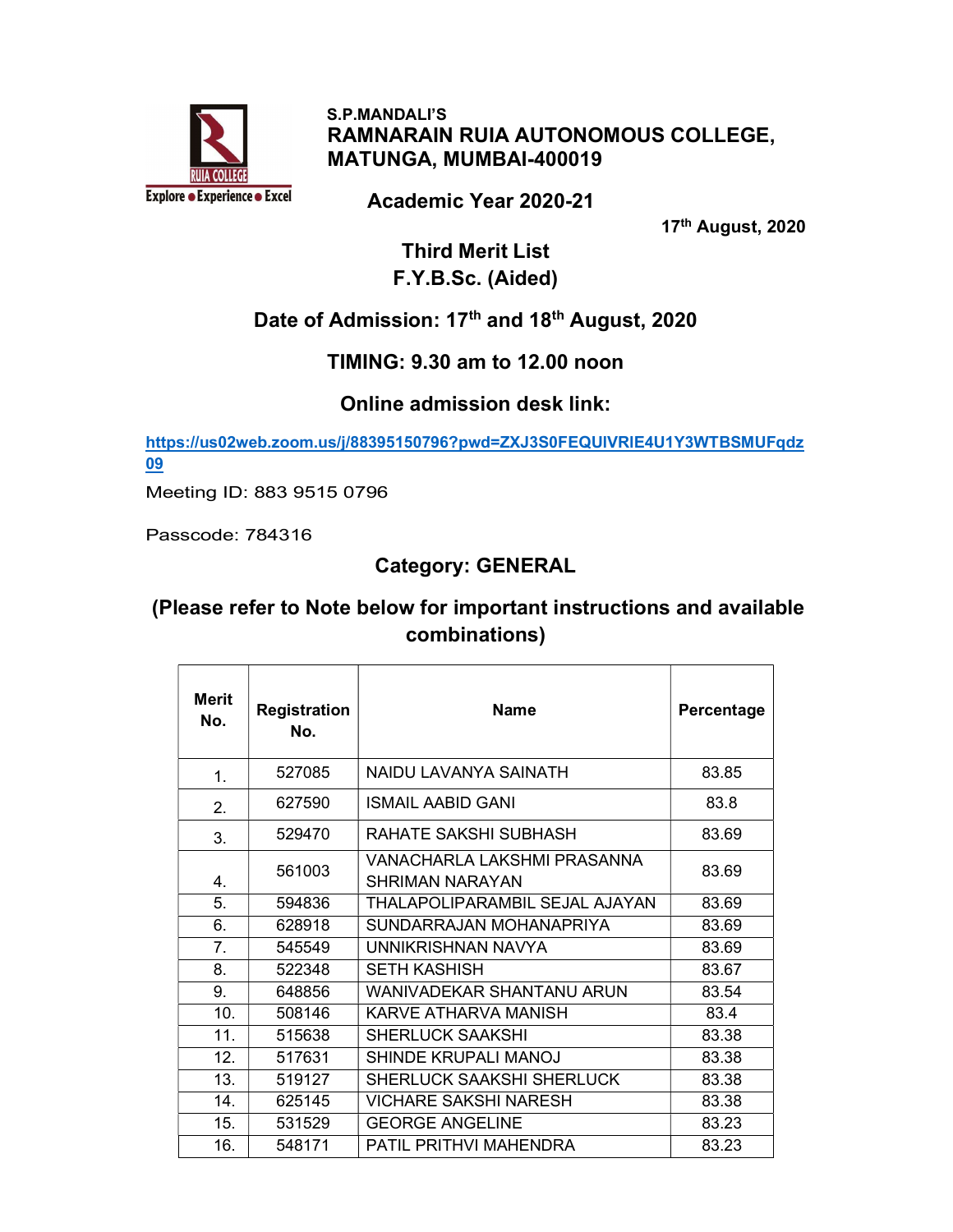S.P.MANDALI'S

# RAMNARAIN RUIA AUTONOMOUS COLLEGE, MATUNGA, MUMBAI-400019

Explore ● Experience ● Excel

## Academic Year 2020-21

17th August, 2020

## Third Merit List
## F.Y.B.Sc. (Aided)

### Date of Admission: 17th and 18th August, 2020

### TIMING: 9.30 am to 12.00 noon

### Online admission desk link:

https://us02web.zoom.us/j/88395150796?pwd=ZXJ3S0FEQUIVRIE4U1Y3WTBSMUFqdz09

Meeting ID: 883 9515 0796

Passcode: 784316

### Category: GENERAL

### (Please refer to Note below for important instructions and available combinations)

| Merit No. | Registration No. | Name | Percentage |
|---|---|---|---|
| 1. | 527085 | NAIDU LAVANYA SAINATH | 83.85 |
| 2. | 627590 | ISMAIL AABID GANI | 83.8 |
| 3. | 529470 | RAHATE SAKSHI SUBHASH | 83.69 |
| 4. | 561003 | VANACHARLA LAKSHMI PRASANNA SHRIMAN NARAYAN | 83.69 |
| 5. | 594836 | THALAPOLIPARAMBIL SEJAL AJAYAN | 83.69 |
| 6. | 628918 | SUNDARRAJAN MOHANAPRIYA | 83.69 |
| 7. | 545549 | UNNIKRISHNAN NAVYA | 83.69 |
| 8. | 522348 | SETH KASHISH | 83.67 |
| 9. | 648856 | WANIVADEKAR SHANTANU ARUN | 83.54 |
| 10. | 508146 | KARVE ATHARVA MANISH | 83.4 |
| 11. | 515638 | SHERLUCK SAAKSHI | 83.38 |
| 12. | 517631 | SHINDE KRUPALI MANOJ | 83.38 |
| 13. | 519127 | SHERLUCK SAAKSHI SHERLUCK | 83.38 |
| 14. | 625145 | VICHARE SAKSHI NARESH | 83.38 |
| 15. | 531529 | GEORGE ANGELINE | 83.23 |
| 16. | 548171 | PATIL PRITHVI MAHENDRA | 83.23 |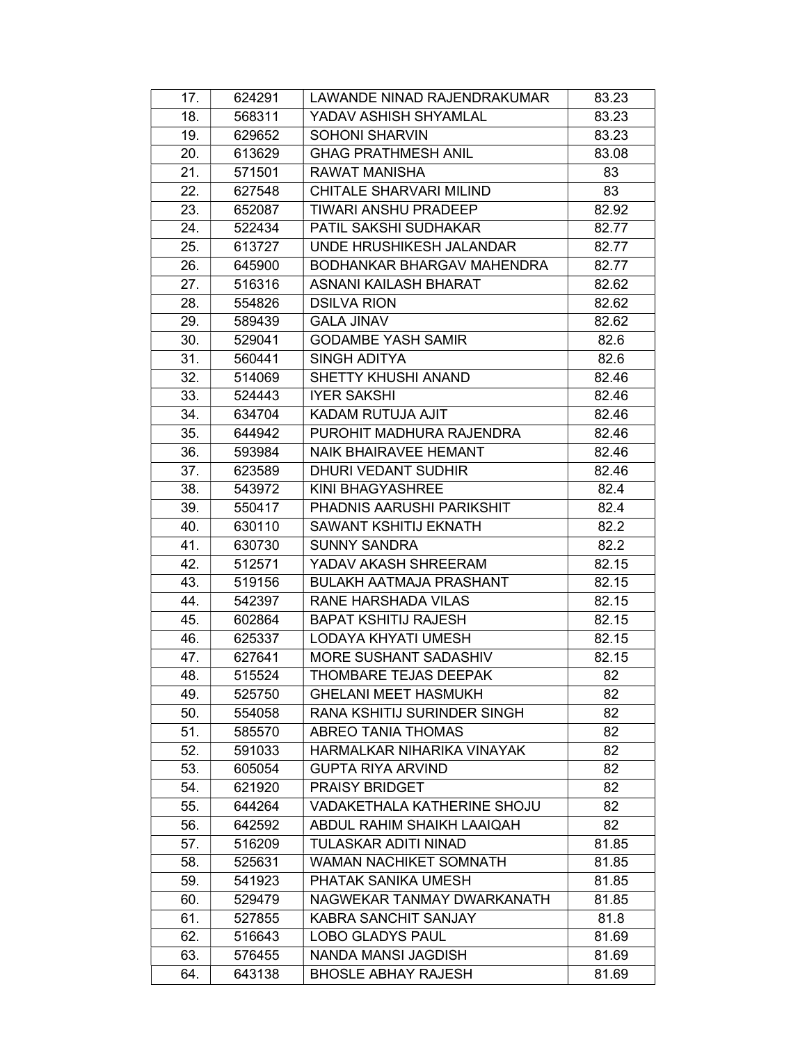| 17. | 624291 | LAWANDE NINAD RAJENDRAKUMAR | 83.23 |
|---|---|---|---|
| 18. | 568311 | YADAV ASHISH SHYAMLAL | 83.23 |
| 19. | 629652 | SOHONI SHARVIN | 83.23 |
| 20. | 613629 | GHAG PRATHMESH ANIL | 83.08 |
| 21. | 571501 | RAWAT MANISHA | 83 |
| 22. | 627548 | CHITALE SHARVARI MILIND | 83 |
| 23. | 652087 | TIWARI ANSHU PRADEEP | 82.92 |
| 24. | 522434 | PATIL SAKSHI SUDHAKAR | 82.77 |
| 25. | 613727 | UNDE HRUSHIKESH JALANDAR | 82.77 |
| 26. | 645900 | BODHANKAR BHARGAV MAHENDRA | 82.77 |
| 27. | 516316 | ASNANI KAILASH BHARAT | 82.62 |
| 28. | 554826 | DSILVA RION | 82.62 |
| 29. | 589439 | GALA JINAV | 82.62 |
| 30. | 529041 | GODAMBE YASH SAMIR | 82.6 |
| 31. | 560441 | SINGH ADITYA | 82.6 |
| 32. | 514069 | SHETTY KHUSHI ANAND | 82.46 |
| 33. | 524443 | IYER SAKSHI | 82.46 |
| 34. | 634704 | KADAM RUTUJA AJIT | 82.46 |
| 35. | 644942 | PUROHIT MADHURA RAJENDRA | 82.46 |
| 36. | 593984 | NAIK BHAIRAVEE HEMANT | 82.46 |
| 37. | 623589 | DHURI VEDANT SUDHIR | 82.46 |
| 38. | 543972 | KINI BHAGYASHREE | 82.4 |
| 39. | 550417 | PHADNIS AARUSHI PARIKSHIT | 82.4 |
| 40. | 630110 | SAWANT KSHITIJ EKNATH | 82.2 |
| 41. | 630730 | SUNNY SANDRA | 82.2 |
| 42. | 512571 | YADAV AKASH SHREERAM | 82.15 |
| 43. | 519156 | BULAKH AATMAJA PRASHANT | 82.15 |
| 44. | 542397 | RANE HARSHADA VILAS | 82.15 |
| 45. | 602864 | BAPAT KSHITIJ RAJESH | 82.15 |
| 46. | 625337 | LODAYA KHYATI UMESH | 82.15 |
| 47. | 627641 | MORE SUSHANT SADASHIV | 82.15 |
| 48. | 515524 | THOMBARE TEJAS DEEPAK | 82 |
| 49. | 525750 | GHELANI MEET HASMUKH | 82 |
| 50. | 554058 | RANA KSHITIJ SURINDER SINGH | 82 |
| 51. | 585570 | ABREO TANIA THOMAS | 82 |
| 52. | 591033 | HARMALKAR NIHARIKA VINAYAK | 82 |
| 53. | 605054 | GUPTA RIYA ARVIND | 82 |
| 54. | 621920 | PRAISY BRIDGET | 82 |
| 55. | 644264 | VADAKETHALA KATHERINE SHOJU | 82 |
| 56. | 642592 | ABDUL RAHIM SHAIKH LAAIQAH | 82 |
| 57. | 516209 | TULASKAR ADITI NINAD | 81.85 |
| 58. | 525631 | WAMAN NACHIKET SOMNATH | 81.85 |
| 59. | 541923 | PHATAK SANIKA UMESH | 81.85 |
| 60. | 529479 | NAGWEKAR TANMAY DWARKANATH | 81.85 |
| 61. | 527855 | KABRA SANCHIT SANJAY | 81.8 |
| 62. | 516643 | LOBO GLADYS PAUL | 81.69 |
| 63. | 576455 | NANDA MANSI JAGDISH | 81.69 |
| 64. | 643138 | BHOSLE ABHAY RAJESH | 81.69 |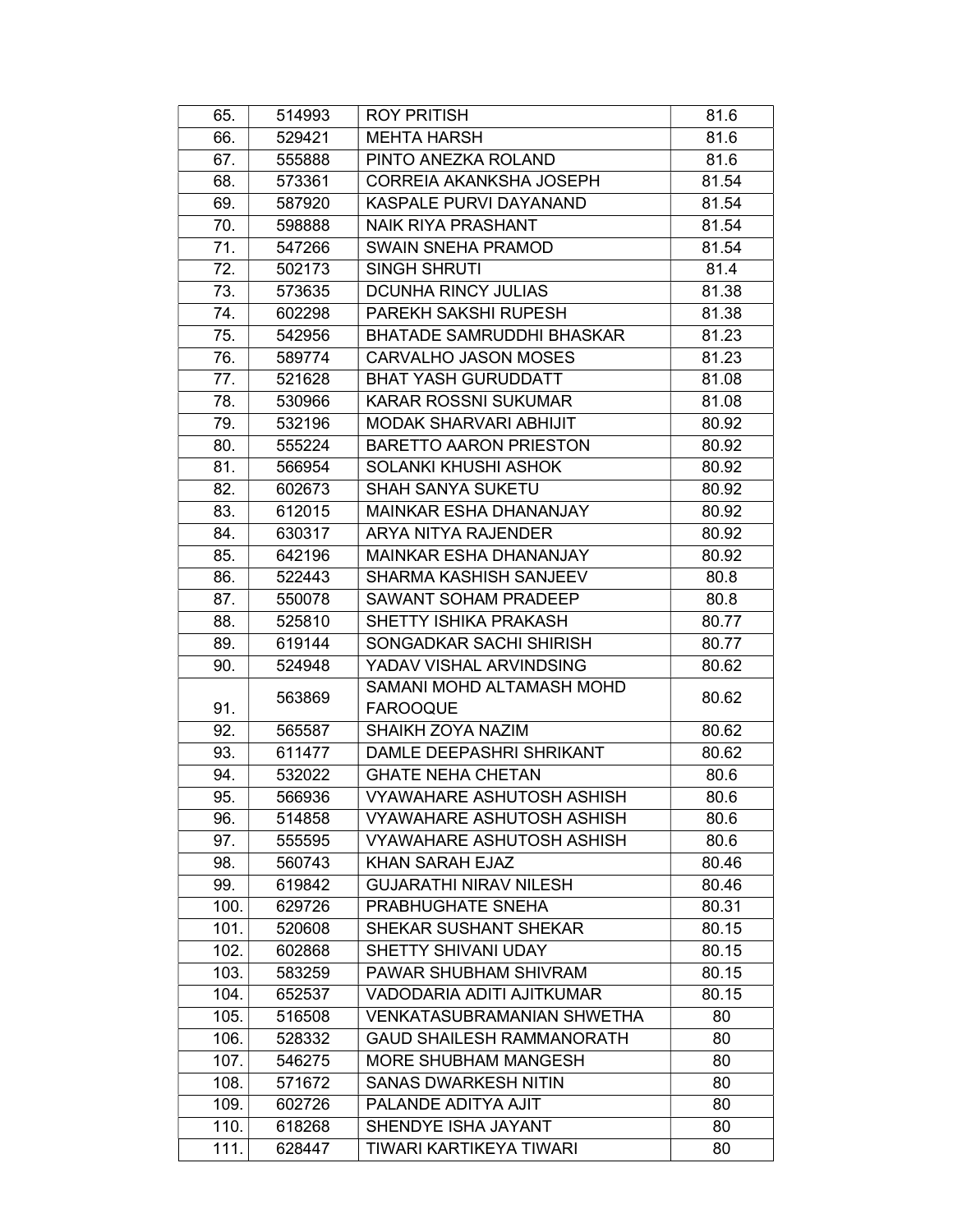| 65. | 514993 | ROY PRITISH | 81.6 |
|---|---|---|---|
| 66. | 529421 | MEHTA HARSH | 81.6 |
| 67. | 555888 | PINTO ANEZKA ROLAND | 81.6 |
| 68. | 573361 | CORREIA AKANKSHA JOSEPH | 81.54 |
| 69. | 587920 | KASPALE PURVI DAYANAND | 81.54 |
| 70. | 598888 | NAIK RIYA PRASHANT | 81.54 |
| 71. | 547266 | SWAIN SNEHA PRAMOD | 81.54 |
| 72. | 502173 | SINGH SHRUTI | 81.4 |
| 73. | 573635 | DCUNHA RINCY JULIAS | 81.38 |
| 74. | 602298 | PAREKH SAKSHI RUPESH | 81.38 |
| 75. | 542956 | BHATADE SAMRUDDHI BHASKAR | 81.23 |
| 76. | 589774 | CARVALHO JASON MOSES | 81.23 |
| 77. | 521628 | BHAT YASH GURUDDATT | 81.08 |
| 78. | 530966 | KARAR ROSSNI SUKUMAR | 81.08 |
| 79. | 532196 | MODAK SHARVARI ABHIJIT | 80.92 |
| 80. | 555224 | BARETTO AARON PRIESTON | 80.92 |
| 81. | 566954 | SOLANKI KHUSHI ASHOK | 80.92 |
| 82. | 602673 | SHAH SANYA SUKETU | 80.92 |
| 83. | 612015 | MAINKAR ESHA DHANANJAY | 80.92 |
| 84. | 630317 | ARYA NITYA RAJENDER | 80.92 |
| 85. | 642196 | MAINKAR ESHA DHANANJAY | 80.92 |
| 86. | 522443 | SHARMA KASHISH SANJEEV | 80.8 |
| 87. | 550078 | SAWANT SOHAM PRADEEP | 80.8 |
| 88. | 525810 | SHETTY ISHIKA PRAKASH | 80.77 |
| 89. | 619144 | SONGADKAR SACHI SHIRISH | 80.77 |
| 90. | 524948 | YADAV VISHAL ARVINDSING | 80.62 |
| 91. | 563869 | SAMANI MOHD ALTAMASH MOHD FAROOQUE | 80.62 |
| 92. | 565587 | SHAIKH ZOYA NAZIM | 80.62 |
| 93. | 611477 | DAMLE DEEPASHRI SHRIKANT | 80.62 |
| 94. | 532022 | GHATE NEHA CHETAN | 80.6 |
| 95. | 566936 | VYAWAHARE ASHUTOSH ASHISH | 80.6 |
| 96. | 514858 | VYAWAHARE ASHUTOSH ASHISH | 80.6 |
| 97. | 555595 | VYAWAHARE ASHUTOSH ASHISH | 80.6 |
| 98. | 560743 | KHAN SARAH EJAZ | 80.46 |
| 99. | 619842 | GUJARATHI NIRAV NILESH | 80.46 |
| 100. | 629726 | PRABHUGHATE SNEHA | 80.31 |
| 101. | 520608 | SHEKAR SUSHANT SHEKAR | 80.15 |
| 102. | 602868 | SHETTY SHIVANI UDAY | 80.15 |
| 103. | 583259 | PAWAR SHUBHAM SHIVRAM | 80.15 |
| 104. | 652537 | VADODARIA ADITI AJITKUMAR | 80.15 |
| 105. | 516508 | VENKATASUBRAMANIAN SHWETHA | 80 |
| 106. | 528332 | GAUD SHAILESH RAMMANORATH | 80 |
| 107. | 546275 | MORE SHUBHAM MANGESH | 80 |
| 108. | 571672 | SANAS DWARKESH NITIN | 80 |
| 109. | 602726 | PALANDE ADITYA AJIT | 80 |
| 110. | 618268 | SHENDYE ISHA JAYANT | 80 |
| 111. | 628447 | TIWARI KARTIKEYA TIWARI | 80 |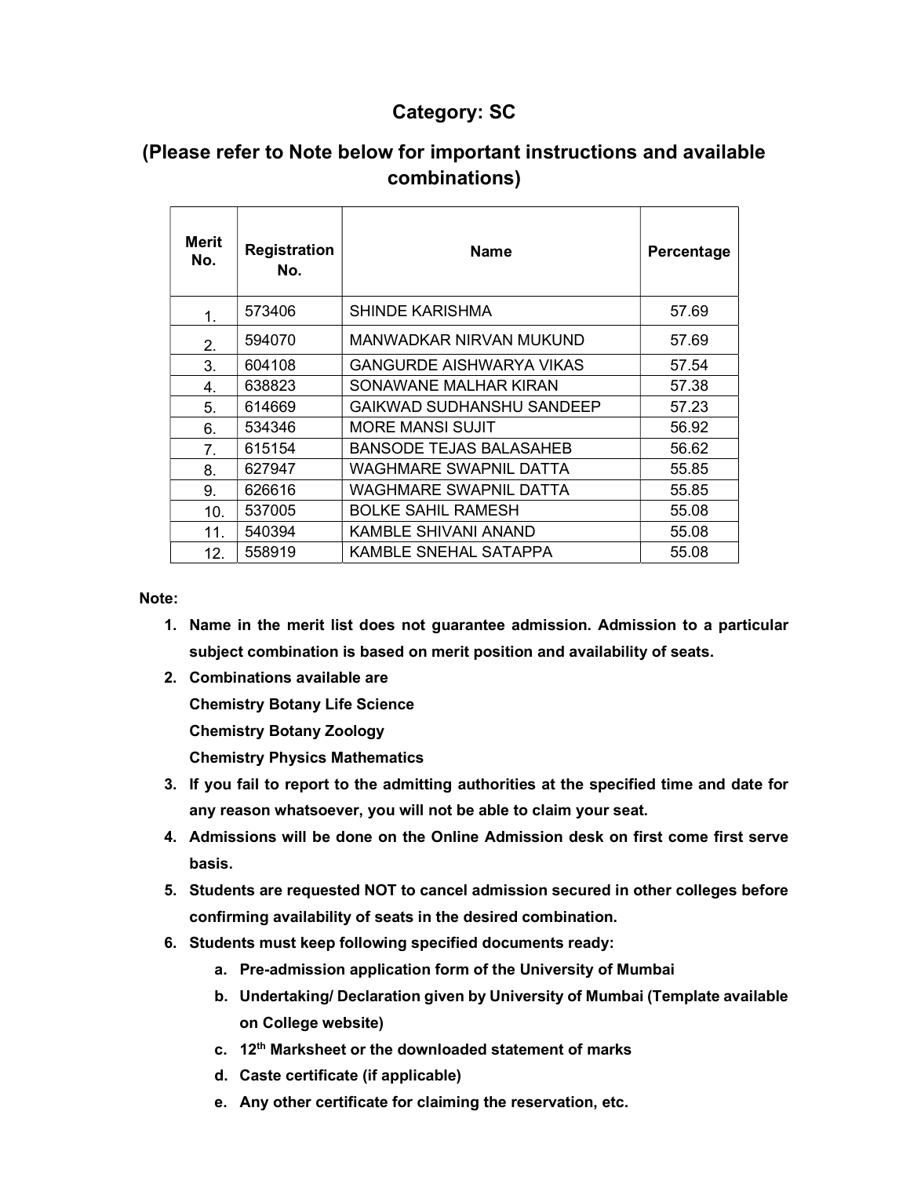## Category: SC

## (Please refer to Note below for important instructions and available combinations)

| Merit No. | Registration No. | Name | Percentage |
|---|---|---|---|
| 1. | 573406 | SHINDE KARISHMA | 57.69 |
| 2. | 594070 | MANWADKAR NIRVAN MUKUND | 57.69 |
| 3. | 604108 | GANGURDE AISHWARYA VIKAS | 57.54 |
| 4. | 638823 | SONAWANE MALHAR KIRAN | 57.38 |
| 5. | 614669 | GAIKWAD SUDHANSHU SANDEEP | 57.23 |
| 6. | 534346 | MORE MANSI SUJIT | 56.92 |
| 7. | 615154 | BANSODE TEJAS BALASAHEB | 56.62 |
| 8. | 627947 | WAGHMARE SWAPNIL DATTA | 55.85 |
| 9. | 626616 | WAGHMARE SWAPNIL DATTA | 55.85 |
| 10. | 537005 | BOLKE SAHIL RAMESH | 55.08 |
| 11. | 540394 | KAMBLE SHIVANI ANAND | 55.08 |
| 12. | 558919 | KAMBLE SNEHAL SATAPPA | 55.08 |

**Note:**

1. **Name in the merit list does not guarantee admission. Admission to a particular subject combination is based on merit position and availability of seats.**
2. **Combinations available are**
   **Chemistry Botany Life Science**
   **Chemistry Botany Zoology**
   **Chemistry Physics Mathematics**
3. **If you fail to report to the admitting authorities at the specified time and date for any reason whatsoever, you will not be able to claim your seat.**
4. **Admissions will be done on the Online Admission desk on first come first serve basis.**
5. **Students are requested NOT to cancel admission secured in other colleges before confirming availability of seats in the desired combination.**
6. **Students must keep following specified documents ready:**
   a. **Pre-admission application form of the University of Mumbai**
   b. **Undertaking/ Declaration given by University of Mumbai (Template available on College website)**
   c. **12th Marksheet or the downloaded statement of marks**
   d. **Caste certificate (if applicable)**
   e. **Any other certificate for claiming the reservation, etc.**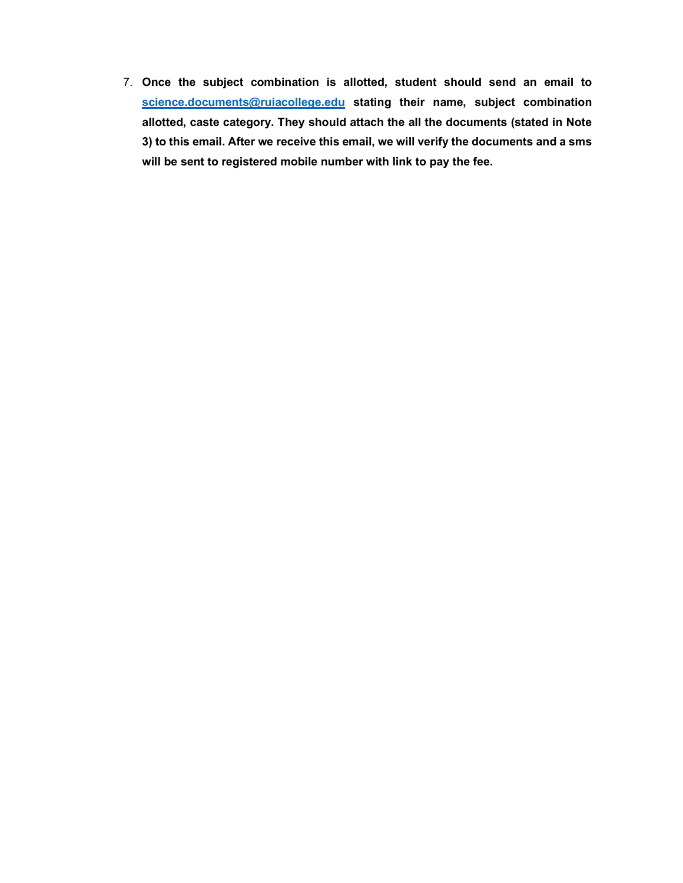7. **Once the subject combination is allotted, student should send an email to [science.documents@ruiacollege.edu](mailto:science.documents@ruiacollege.edu) stating their name, subject combination allotted, caste category. They should attach the all the documents (stated in Note 3) to this email. After we receive this email, we will verify the documents and a sms will be sent to registered mobile number with link to pay the fee.**